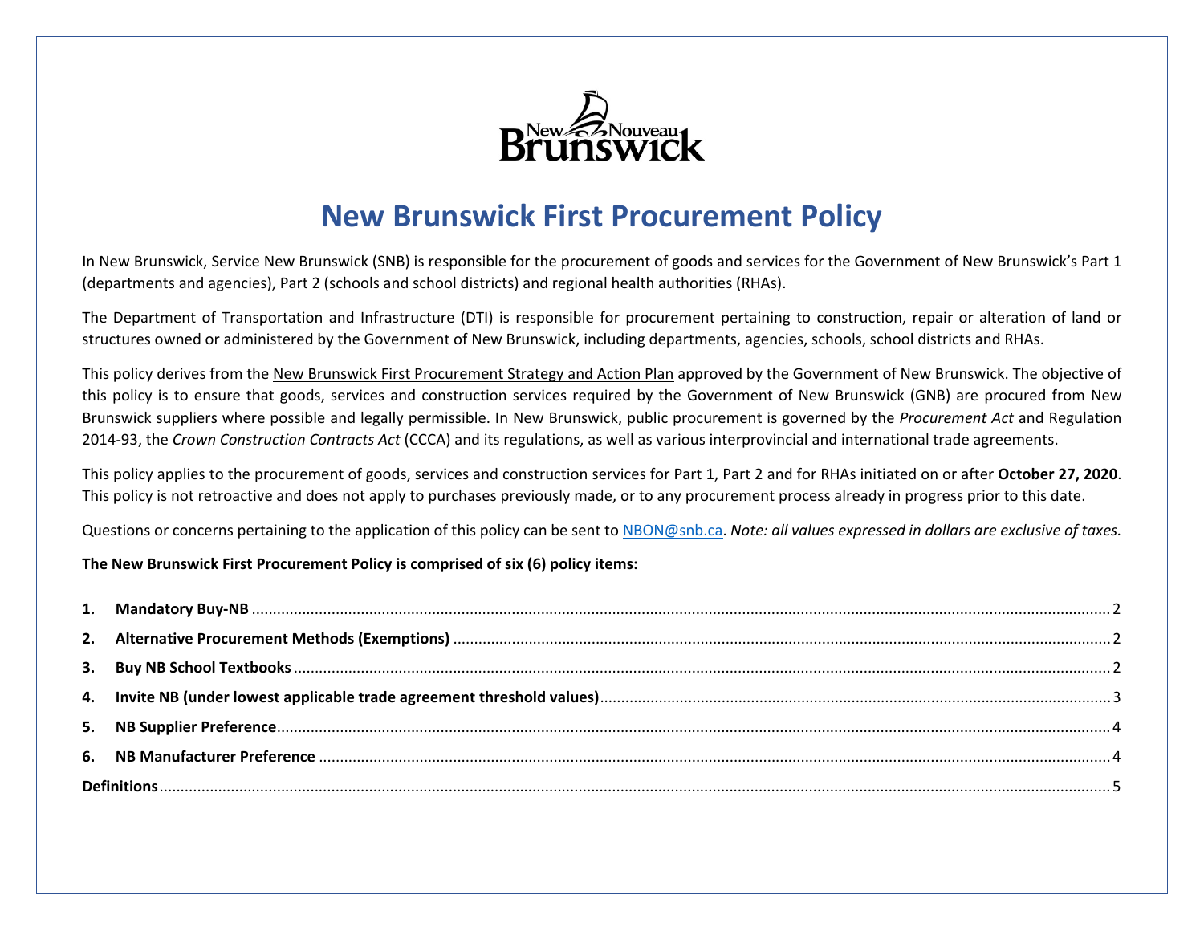# New Brunswick First Procurement Policy

In New Brunswick, Service New Brunswick (SNB) is responsible for the procurement of goods and services for the Government of New Brunswick's Part 1 (departments and agencies), Part 2 (schools and school districts) and regional health authorities (RHAs).

The Department of Transportation and Infrastructure (DTI) is responsible for procurement pertaining to construction, repair or alteration of land or structures owned or administered by the Government of New Brunswick, including departments, agencies, schools, school districts and RHAs.

This policy derives from the New Brunswick First Procurement Strategy and Action Plan approved by the Government of New Brunswick. The objective of this policy is to ensure that goods, services and construction services required by the Government of New Brunswick (GNB) are procured from New Brunswick suppliers where possible and legally permissible. In New Brunswick, public procurement is governed by the *Procurement Act* and Regulation 2014-93, the *Crown Construction Contracts Act* (CCCA) and its regulations, as well as various interprovincial and international trade agreements.

This policy applies to the procurement of goods, services and construction services for Part 1, Part 2 and for RHAs initiated on or after **October 27, 2020**. This policy is not retroactive and does not apply to purchases previously made, or to any procurement process already in progress prior to this date.

Questions or concerns pertaining to the application of this policy can be sent to NBON@snb.ca. *Note: all values expressed in dollars are exclusive of taxes.*

**The New Brunswick First Procurement Policy is comprised of six (6) policy items:**

1. **Mandatory Buy-NB** ........ 2
2. **Alternative Procurement Methods (Exemptions)** ........ 2
3. **Buy NB School Textbooks** ........ 2
4. **Invite NB (under lowest applicable trade agreement threshold values)** ........ 3
5. **NB Supplier Preference** ........ 4
6. **NB Manufacturer Preference** ........ 4

**Definitions** ........ 5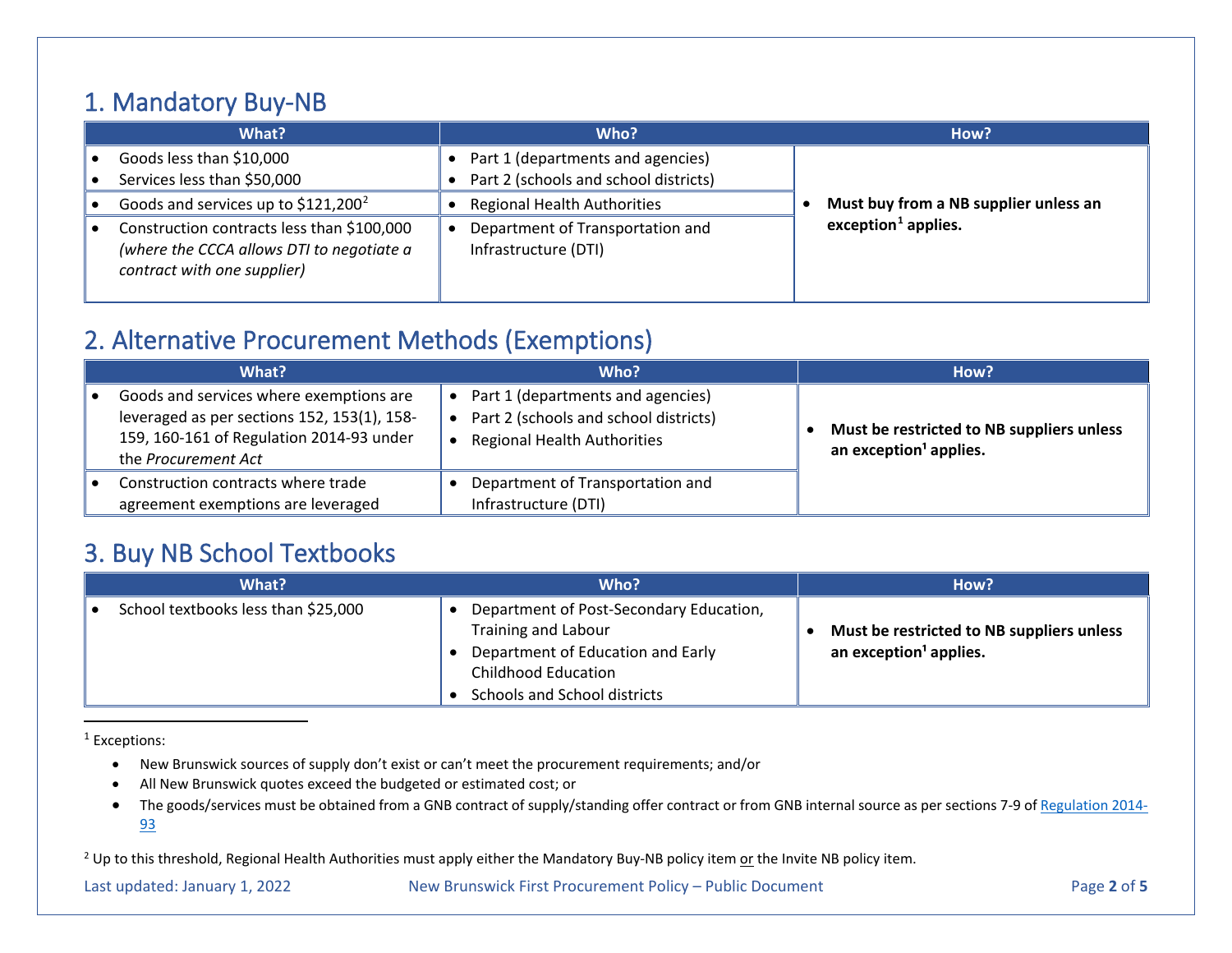## 1. Mandatory Buy-NB

| What? | Who? | How? |
|---|---|---|
| • Goods less than $10,000<br>• Services less than $50,000 | • Part 1 (departments and agencies)<br>• Part 2 (schools and school districts) | • **Must buy from a NB supplier unless an exception[1] applies.** |
| • Goods and services up to $121,200[2] | • Regional Health Authorities | |
| • Construction contracts less than $100,000 *(where the CCCA allows DTI to negotiate a contract with one supplier)* | • Department of Transportation and Infrastructure (DTI) | |

## 2. Alternative Procurement Methods (Exemptions)

| What? | Who? | How? |
|---|---|---|
| • Goods and services where exemptions are leveraged as per sections 152, 153(1), 158-159, 160-161 of Regulation 2014-93 under the *Procurement Act* | • Part 1 (departments and agencies)<br>• Part 2 (schools and school districts)<br>• Regional Health Authorities | • **Must be restricted to NB suppliers unless an exception[1] applies.** |
| • Construction contracts where trade agreement exemptions are leveraged | • Department of Transportation and Infrastructure (DTI) | |

## 3. Buy NB School Textbooks

| What? | Who? | How? |
|---|---|---|
| • School textbooks less than $25,000 | • Department of Post-Secondary Education, Training and Labour<br>• Department of Education and Early Childhood Education<br>• Schools and School districts | • **Must be restricted to NB suppliers unless an exception[1] applies.** |

---

[1] Exceptions:

- New Brunswick sources of supply don't exist or can't meet the procurement requirements; and/or
- All New Brunswick quotes exceed the budgeted or estimated cost; or
- The goods/services must be obtained from a GNB contract of supply/standing offer contract or from GNB internal source as per sections 7-9 of Regulation 2014-93

[2] Up to this threshold, Regional Health Authorities must apply either the Mandatory Buy-NB policy item or the Invite NB policy item.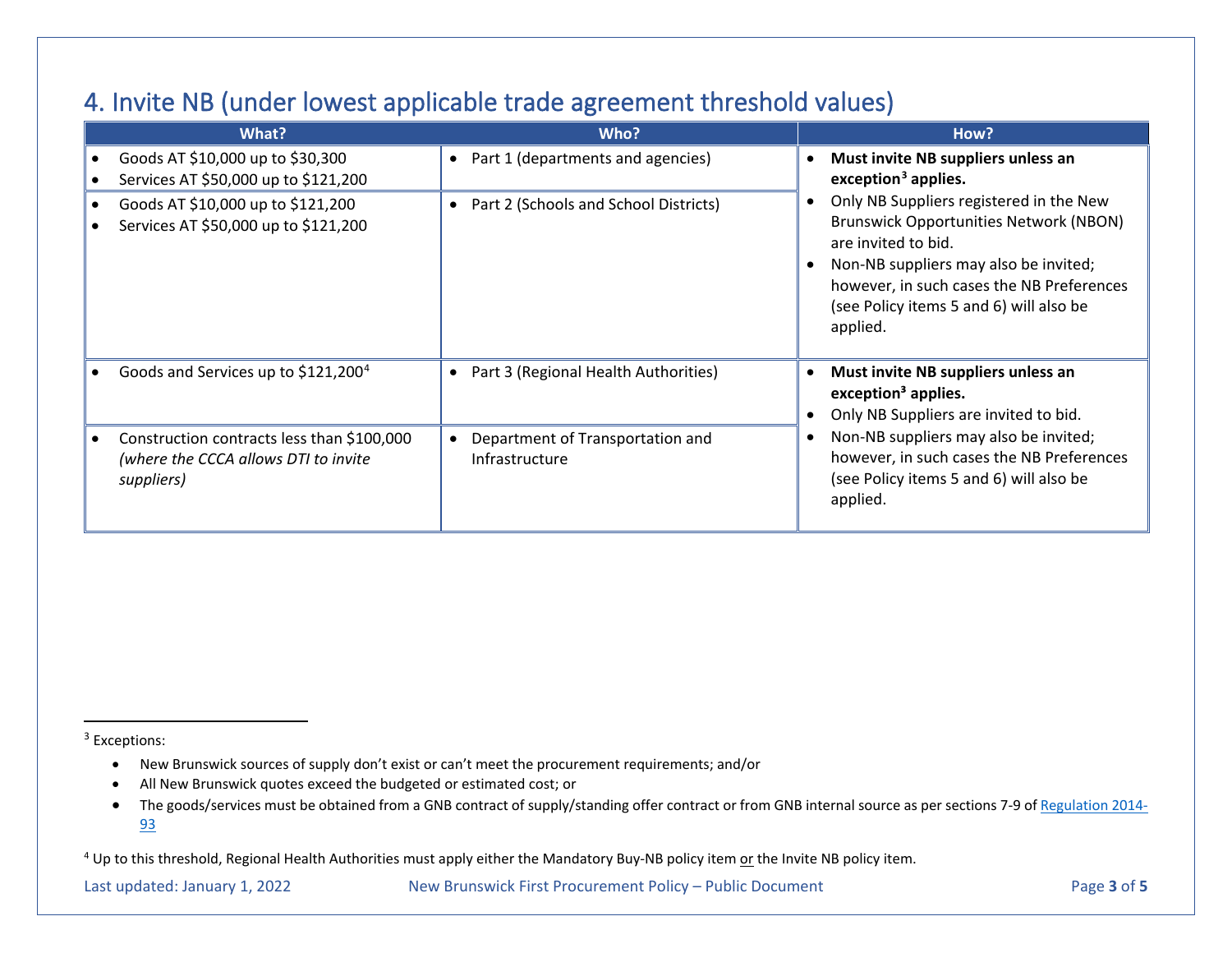## 4. Invite NB (under lowest applicable trade agreement threshold values)

| What? | Who? | How? |
|---|---|---|
| • Goods AT $10,000 up to $30,300<br>• Services AT $50,000 up to $121,200 | • Part 1 (departments and agencies) | • **Must invite NB suppliers unless an exception[3] applies.**<br>• Only NB Suppliers registered in the New Brunswick Opportunities Network (NBON) are invited to bid.<br>• Non-NB suppliers may also be invited; however, in such cases the NB Preferences (see Policy items 5 and 6) will also be applied. |
| • Goods AT $10,000 up to $121,200<br>• Services AT $50,000 up to $121,200 | • Part 2 (Schools and School Districts) | |
| • Goods and Services up to $121,200[4] | • Part 3 (Regional Health Authorities) | • **Must invite NB suppliers unless an exception[3] applies.**<br>• Only NB Suppliers are invited to bid.<br>• Non-NB suppliers may also be invited; however, in such cases the NB Preferences (see Policy items 5 and 6) will also be applied. |
| • Construction contracts less than $100,000 *(where the CCCA allows DTI to invite suppliers)* | • Department of Transportation and Infrastructure | |

---

[3] Exceptions:

- New Brunswick sources of supply don't exist or can't meet the procurement requirements; and/or
- All New Brunswick quotes exceed the budgeted or estimated cost; or
- The goods/services must be obtained from a GNB contract of supply/standing offer contract or from GNB internal source as per sections 7-9 of Regulation 2014-93

[4] Up to this threshold, Regional Health Authorities must apply either the Mandatory Buy-NB policy item or the Invite NB policy item.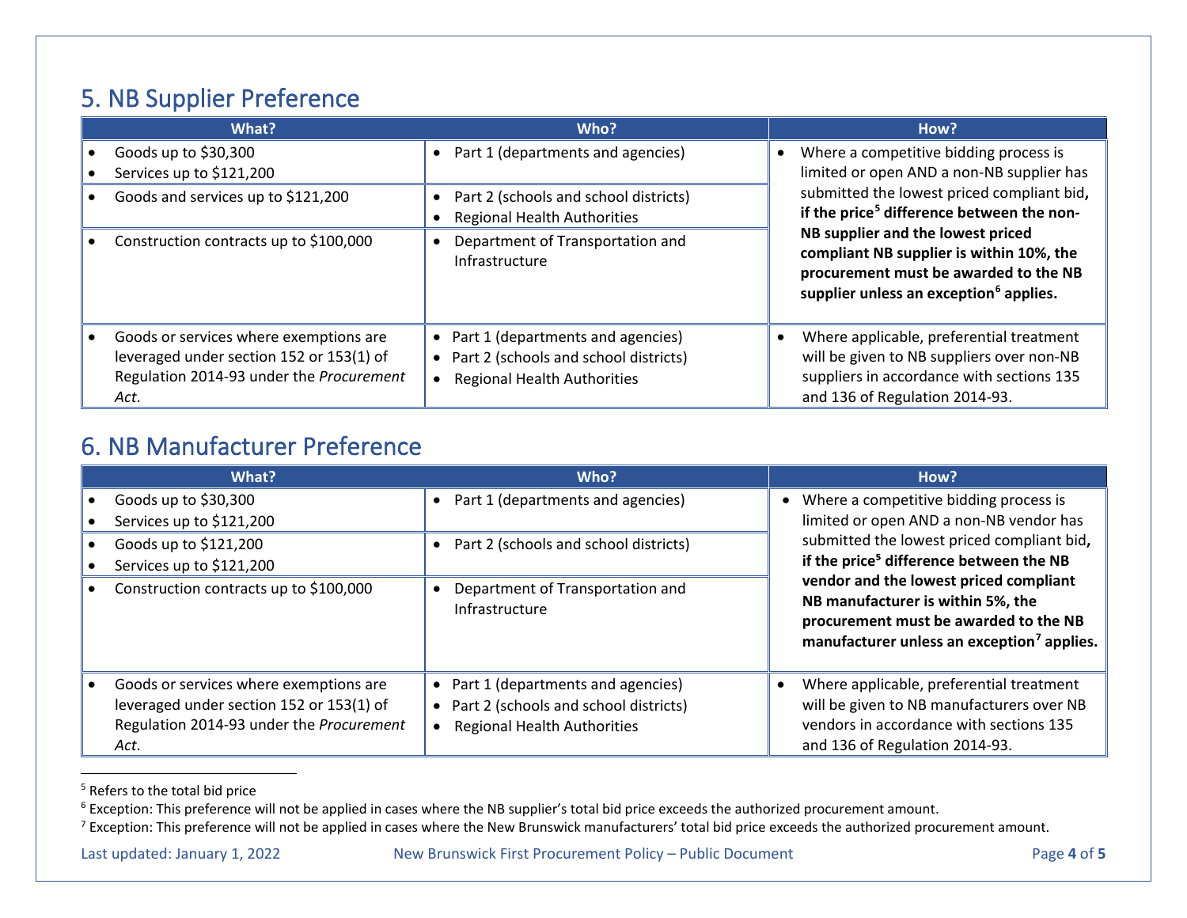## 5. NB Supplier Preference

| What? | Who? | How? |
|---|---|---|
| • Goods up to $30,300<br>• Services up to $121,200 | • Part 1 (departments and agencies) | • Where a competitive bidding process is limited or open AND a non-NB supplier has submitted the lowest priced compliant bid**, if the price[5] difference between the non-NB supplier and the lowest priced compliant NB supplier is within 10%, the procurement must be awarded to the NB supplier unless an exception[6] applies.** |
| • Goods and services up to $121,200 | • Part 2 (schools and school districts)<br>• Regional Health Authorities | |
| • Construction contracts up to $100,000 | • Department of Transportation and Infrastructure | |
| • Goods or services where exemptions are leveraged under section 152 or 153(1) of Regulation 2014-93 under the *Procurement Act*. | • Part 1 (departments and agencies)<br>• Part 2 (schools and school districts)<br>• Regional Health Authorities | • Where applicable, preferential treatment will be given to NB suppliers over non-NB suppliers in accordance with sections 135 and 136 of Regulation 2014-93. |

## 6. NB Manufacturer Preference

| What? | Who? | How? |
|---|---|---|
| • Goods up to $30,300<br>• Services up to $121,200 | • Part 1 (departments and agencies) | • Where a competitive bidding process is limited or open AND a non-NB vendor has submitted the lowest priced compliant bid**, if the price[5] difference between the NB vendor and the lowest priced compliant NB manufacturer is within 5%, the procurement must be awarded to the NB manufacturer unless an exception[7] applies.** |
| • Goods up to $121,200<br>• Services up to $121,200 | • Part 2 (schools and school districts) | |
| • Construction contracts up to $100,000 | • Department of Transportation and Infrastructure | |
| • Goods or services where exemptions are leveraged under section 152 or 153(1) of Regulation 2014-93 under the *Procurement Act*. | • Part 1 (departments and agencies)<br>• Part 2 (schools and school districts)<br>• Regional Health Authorities | • Where applicable, preferential treatment will be given to NB manufacturers over NB vendors in accordance with sections 135 and 136 of Regulation 2014-93. |

---

[5] Refers to the total bid price

[6] Exception: This preference will not be applied in cases where the NB supplier's total bid price exceeds the authorized procurement amount.

[7] Exception: This preference will not be applied in cases where the New Brunswick manufacturers' total bid price exceeds the authorized procurement amount.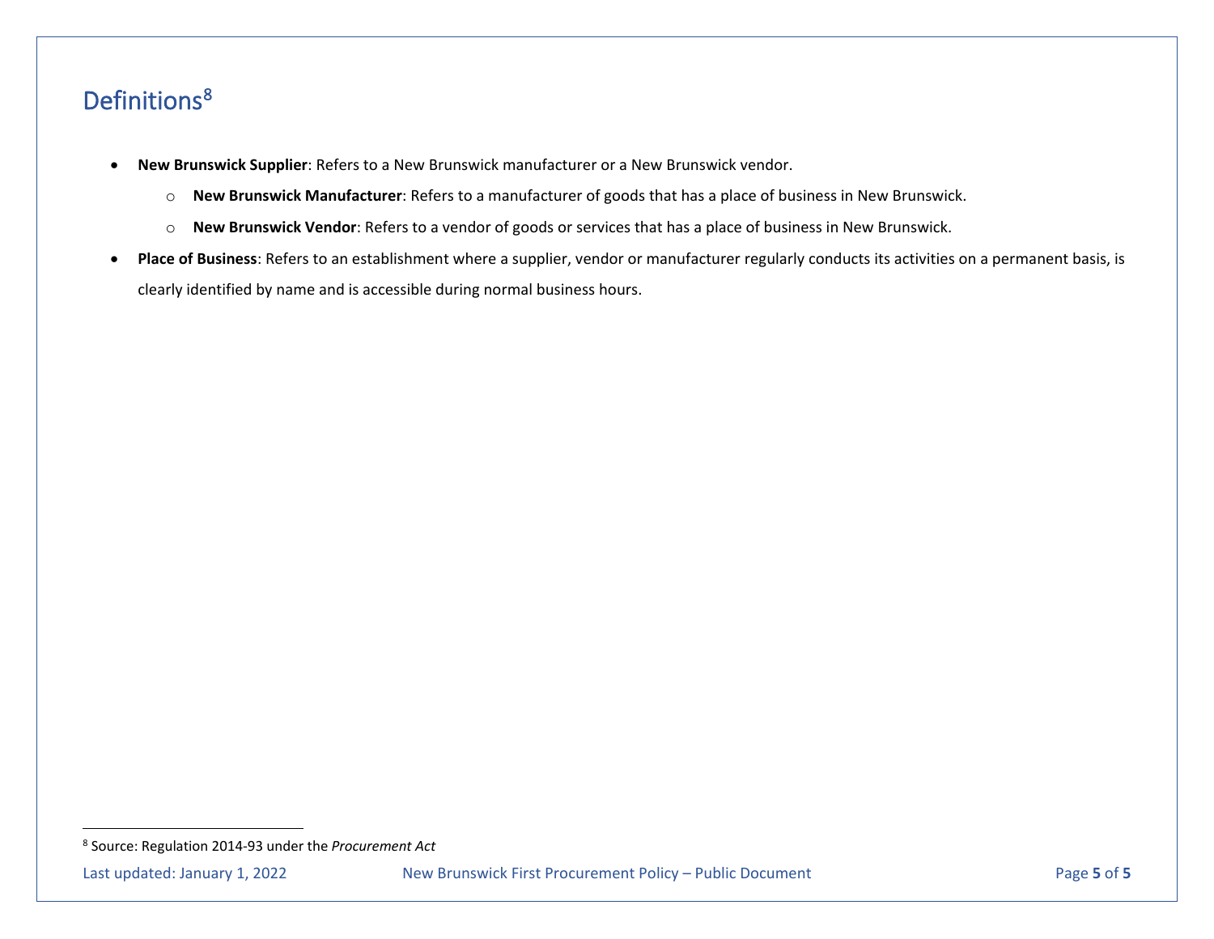# Definitions[8]

- **New Brunswick Supplier**: Refers to a New Brunswick manufacturer or a New Brunswick vendor.
    - **New Brunswick Manufacturer**: Refers to a manufacturer of goods that has a place of business in New Brunswick.
    - **New Brunswick Vendor**: Refers to a vendor of goods or services that has a place of business in New Brunswick.
- **Place of Business**: Refers to an establishment where a supplier, vendor or manufacturer regularly conducts its activities on a permanent basis, is clearly identified by name and is accessible during normal business hours.

[8] Source: Regulation 2014-93 under the *Procurement Act*